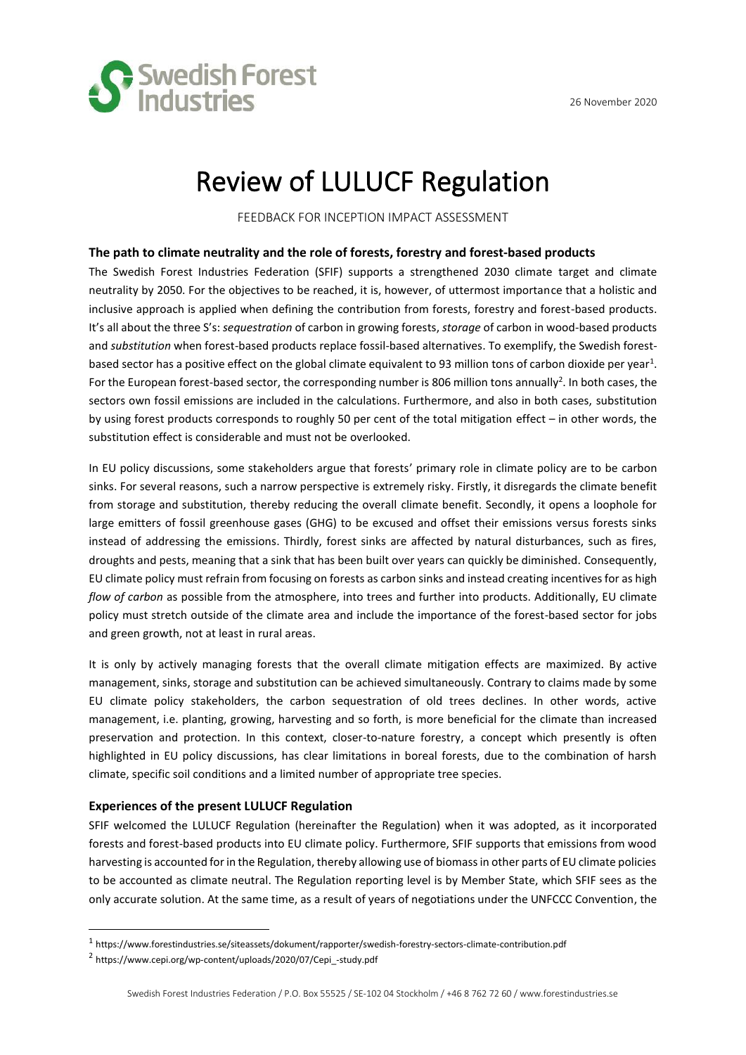26 November 2020

# Review of LULUCF Regulation

FEEDBACK FOR INCEPTION IMPACT ASSESSMENT

### The path to climate neutrality and the role of forests, forestry and forest-based products

The Swedish Forest Industries Federation (SFIF) supports a strengthened 2030 climate target and climate neutrality by 2050. For the objectives to be reached, it is, however, of uttermost importance that a holistic and inclusive approach is applied when defining the contribution from forests, forestry and forest-based products. It's all about the three S's: *sequestration* of carbon in growing forests, *storage* of carbon in wood-based products and *substitution* when forest-based products replace fossil-based alternatives. To exemplify, the Swedish forest-based sector has a positive effect on the global climate equivalent to 93 million tons of carbon dioxide per year[1]. For the European forest-based sector, the corresponding number is 806 million tons annually[2]. In both cases, the sectors own fossil emissions are included in the calculations. Furthermore, and also in both cases, substitution by using forest products corresponds to roughly 50 per cent of the total mitigation effect – in other words, the substitution effect is considerable and must not be overlooked.

In EU policy discussions, some stakeholders argue that forests' primary role in climate policy are to be carbon sinks. For several reasons, such a narrow perspective is extremely risky. Firstly, it disregards the climate benefit from storage and substitution, thereby reducing the overall climate benefit. Secondly, it opens a loophole for large emitters of fossil greenhouse gases (GHG) to be excused and offset their emissions versus forests sinks instead of addressing the emissions. Thirdly, forest sinks are affected by natural disturbances, such as fires, droughts and pests, meaning that a sink that has been built over years can quickly be diminished. Consequently, EU climate policy must refrain from focusing on forests as carbon sinks and instead creating incentives for as high *flow of carbon* as possible from the atmosphere, into trees and further into products. Additionally, EU climate policy must stretch outside of the climate area and include the importance of the forest-based sector for jobs and green growth, not at least in rural areas.

It is only by actively managing forests that the overall climate mitigation effects are maximized. By active management, sinks, storage and substitution can be achieved simultaneously. Contrary to claims made by some EU climate policy stakeholders, the carbon sequestration of old trees declines. In other words, active management, i.e. planting, growing, harvesting and so forth, is more beneficial for the climate than increased preservation and protection. In this context, closer-to-nature forestry, a concept which presently is often highlighted in EU policy discussions, has clear limitations in boreal forests, due to the combination of harsh climate, specific soil conditions and a limited number of appropriate tree species.

### Experiences of the present LULUCF Regulation

SFIF welcomed the LULUCF Regulation (hereinafter the Regulation) when it was adopted, as it incorporated forests and forest-based products into EU climate policy. Furthermore, SFIF supports that emissions from wood harvesting is accounted for in the Regulation, thereby allowing use of biomass in other parts of EU climate policies to be accounted as climate neutral. The Regulation reporting level is by Member State, which SFIF sees as the only accurate solution. At the same time, as a result of years of negotiations under the UNFCCC Convention, the

---

[1] https://www.forestindustries.se/siteassets/dokument/rapporter/swedish-forestry-sectors-climate-contribution.pdf

[2] https://www.cepi.org/wp-content/uploads/2020/07/Cepi_-study.pdf

Swedish Forest Industries Federation / P.O. Box 55525 / SE-102 04 Stockholm / +46 8 762 72 60 / www.forestindustries.se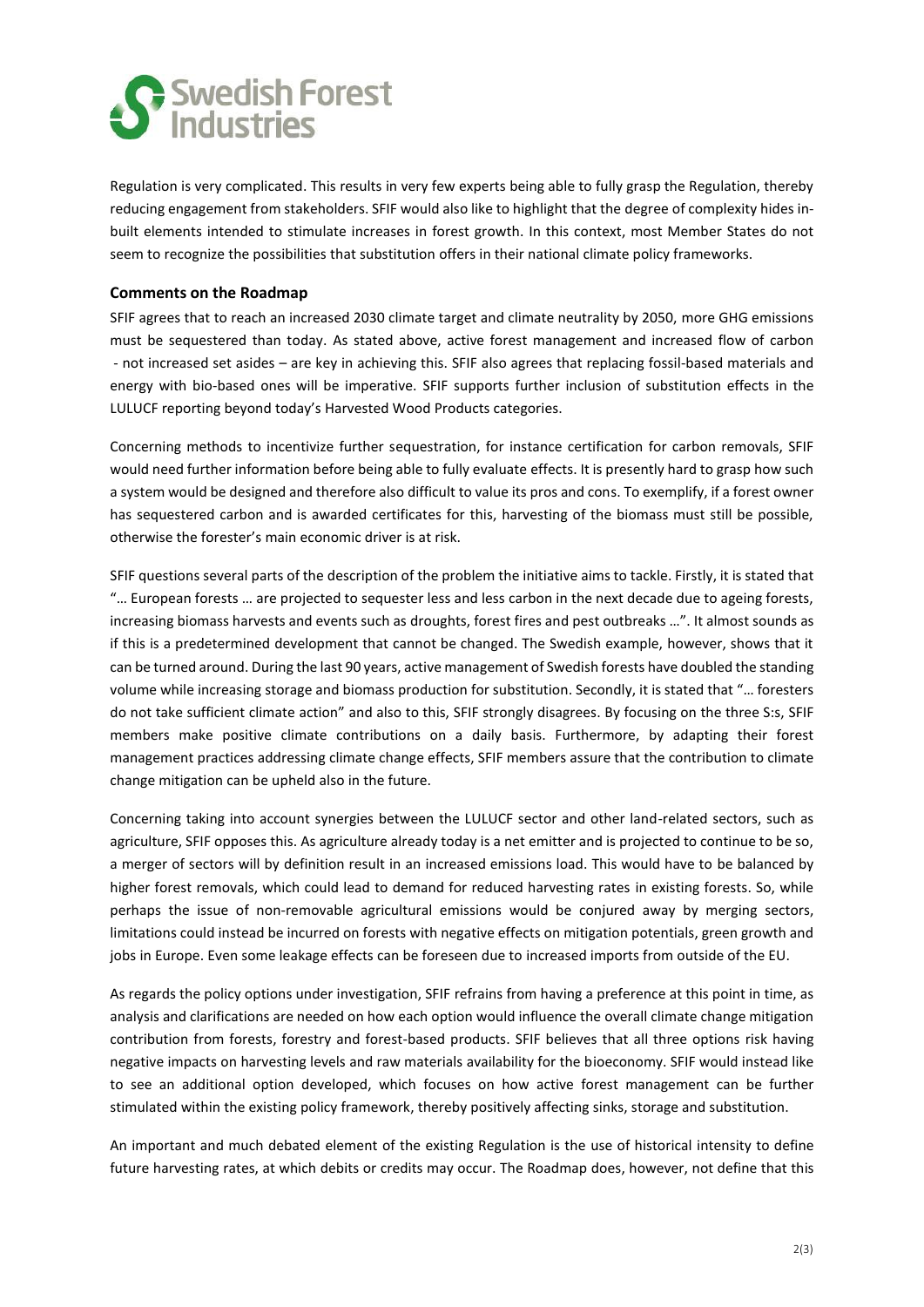Regulation is very complicated. This results in very few experts being able to fully grasp the Regulation, thereby reducing engagement from stakeholders. SFIF would also like to highlight that the degree of complexity hides in-built elements intended to stimulate increases in forest growth. In this context, most Member States do not seem to recognize the possibilities that substitution offers in their national climate policy frameworks.

### Comments on the Roadmap

SFIF agrees that to reach an increased 2030 climate target and climate neutrality by 2050, more GHG emissions must be sequestered than today. As stated above, active forest management and increased flow of carbon - not increased set asides – are key in achieving this. SFIF also agrees that replacing fossil-based materials and energy with bio-based ones will be imperative. SFIF supports further inclusion of substitution effects in the LULUCF reporting beyond today's Harvested Wood Products categories.

Concerning methods to incentivize further sequestration, for instance certification for carbon removals, SFIF would need further information before being able to fully evaluate effects. It is presently hard to grasp how such a system would be designed and therefore also difficult to value its pros and cons. To exemplify, if a forest owner has sequestered carbon and is awarded certificates for this, harvesting of the biomass must still be possible, otherwise the forester's main economic driver is at risk.

SFIF questions several parts of the description of the problem the initiative aims to tackle. Firstly, it is stated that "… European forests … are projected to sequester less and less carbon in the next decade due to ageing forests, increasing biomass harvests and events such as droughts, forest fires and pest outbreaks …". It almost sounds as if this is a predetermined development that cannot be changed. The Swedish example, however, shows that it can be turned around. During the last 90 years, active management of Swedish forests have doubled the standing volume while increasing storage and biomass production for substitution. Secondly, it is stated that "… foresters do not take sufficient climate action" and also to this, SFIF strongly disagrees. By focusing on the three S:s, SFIF members make positive climate contributions on a daily basis. Furthermore, by adapting their forest management practices addressing climate change effects, SFIF members assure that the contribution to climate change mitigation can be upheld also in the future.

Concerning taking into account synergies between the LULUCF sector and other land-related sectors, such as agriculture, SFIF opposes this. As agriculture already today is a net emitter and is projected to continue to be so, a merger of sectors will by definition result in an increased emissions load. This would have to be balanced by higher forest removals, which could lead to demand for reduced harvesting rates in existing forests. So, while perhaps the issue of non-removable agricultural emissions would be conjured away by merging sectors, limitations could instead be incurred on forests with negative effects on mitigation potentials, green growth and jobs in Europe. Even some leakage effects can be foreseen due to increased imports from outside of the EU.

As regards the policy options under investigation, SFIF refrains from having a preference at this point in time, as analysis and clarifications are needed on how each option would influence the overall climate change mitigation contribution from forests, forestry and forest-based products. SFIF believes that all three options risk having negative impacts on harvesting levels and raw materials availability for the bioeconomy. SFIF would instead like to see an additional option developed, which focuses on how active forest management can be further stimulated within the existing policy framework, thereby positively affecting sinks, storage and substitution.

An important and much debated element of the existing Regulation is the use of historical intensity to define future harvesting rates, at which debits or credits may occur. The Roadmap does, however, not define that this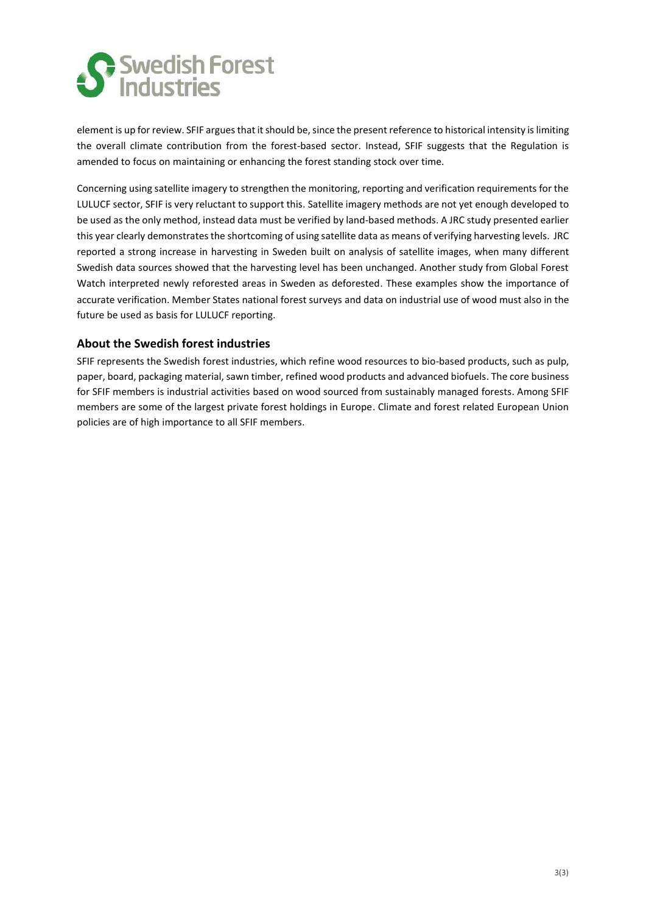element is up for review. SFIF argues that it should be, since the present reference to historical intensity is limiting the overall climate contribution from the forest-based sector. Instead, SFIF suggests that the Regulation is amended to focus on maintaining or enhancing the forest standing stock over time.

Concerning using satellite imagery to strengthen the monitoring, reporting and verification requirements for the LULUCF sector, SFIF is very reluctant to support this. Satellite imagery methods are not yet enough developed to be used as the only method, instead data must be verified by land-based methods. A JRC study presented earlier this year clearly demonstrates the shortcoming of using satellite data as means of verifying harvesting levels. JRC reported a strong increase in harvesting in Sweden built on analysis of satellite images, when many different Swedish data sources showed that the harvesting level has been unchanged. Another study from Global Forest Watch interpreted newly reforested areas in Sweden as deforested. These examples show the importance of accurate verification. Member States national forest surveys and data on industrial use of wood must also in the future be used as basis for LULUCF reporting.

## About the Swedish forest industries

SFIF represents the Swedish forest industries, which refine wood resources to bio-based products, such as pulp, paper, board, packaging material, sawn timber, refined wood products and advanced biofuels. The core business for SFIF members is industrial activities based on wood sourced from sustainably managed forests. Among SFIF members are some of the largest private forest holdings in Europe. Climate and forest related European Union policies are of high importance to all SFIF members.